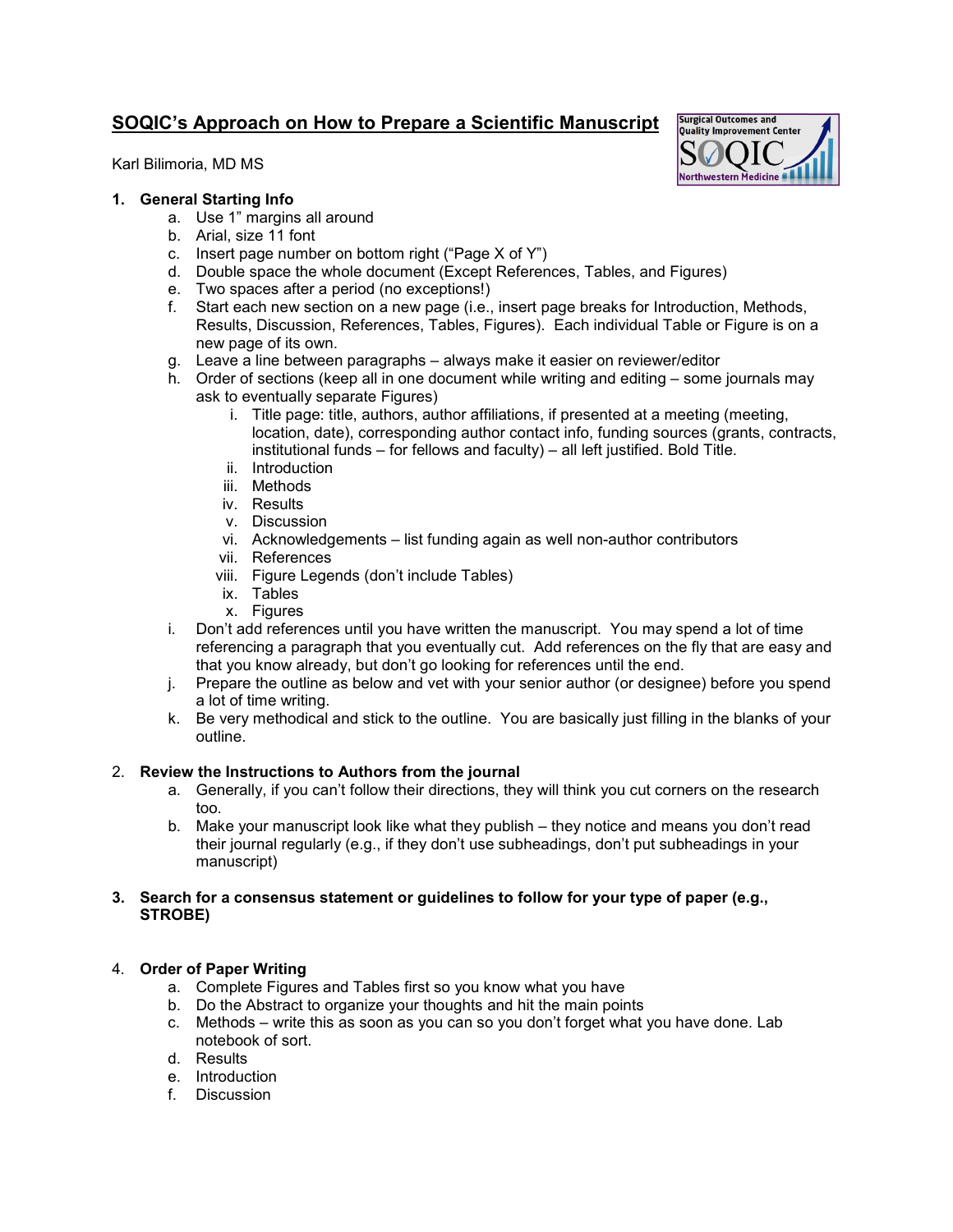# SOQIC's Approach on How to Prepare a Scientific Manuscript

Karl Bilimoria, MD MS

1. **General Starting Info**
    a. Use 1" margins all around
    b. Arial, size 11 font
    c. Insert page number on bottom right ("Page X of Y")
    d. Double space the whole document (Except References, Tables, and Figures)
    e. Two spaces after a period (no exceptions!)
    f. Start each new section on a new page (i.e., insert page breaks for Introduction, Methods, Results, Discussion, References, Tables, Figures). Each individual Table or Figure is on a new page of its own.
    g. Leave a line between paragraphs – always make it easier on reviewer/editor
    h. Order of sections (keep all in one document while writing and editing – some journals may ask to eventually separate Figures)
        i. Title page: title, authors, author affiliations, if presented at a meeting (meeting, location, date), corresponding author contact info, funding sources (grants, contracts, institutional funds – for fellows and faculty) – all left justified. Bold Title.
        ii. Introduction
        iii. Methods
        iv. Results
        v. Discussion
        vi. Acknowledgements – list funding again as well non-author contributors
        vii. References
        viii. Figure Legends (don't include Tables)
        ix. Tables
        x. Figures
    i. Don't add references until you have written the manuscript. You may spend a lot of time referencing a paragraph that you eventually cut. Add references on the fly that are easy and that you know already, but don't go looking for references until the end.
    j. Prepare the outline as below and vet with your senior author (or designee) before you spend a lot of time writing.
    k. Be very methodical and stick to the outline. You are basically just filling in the blanks of your outline.

2. **Review the Instructions to Authors from the journal**
    a. Generally, if you can't follow their directions, they will think you cut corners on the research too.
    b. Make your manuscript look like what they publish – they notice and means you don't read their journal regularly (e.g., if they don't use subheadings, don't put subheadings in your manuscript)

3. **Search for a consensus statement or guidelines to follow for your type of paper (e.g., STROBE)**

4. **Order of Paper Writing**
    a. Complete Figures and Tables first so you know what you have
    b. Do the Abstract to organize your thoughts and hit the main points
    c. Methods – write this as soon as you can so you don't forget what you have done. Lab notebook of sort.
    d. Results
    e. Introduction
    f. Discussion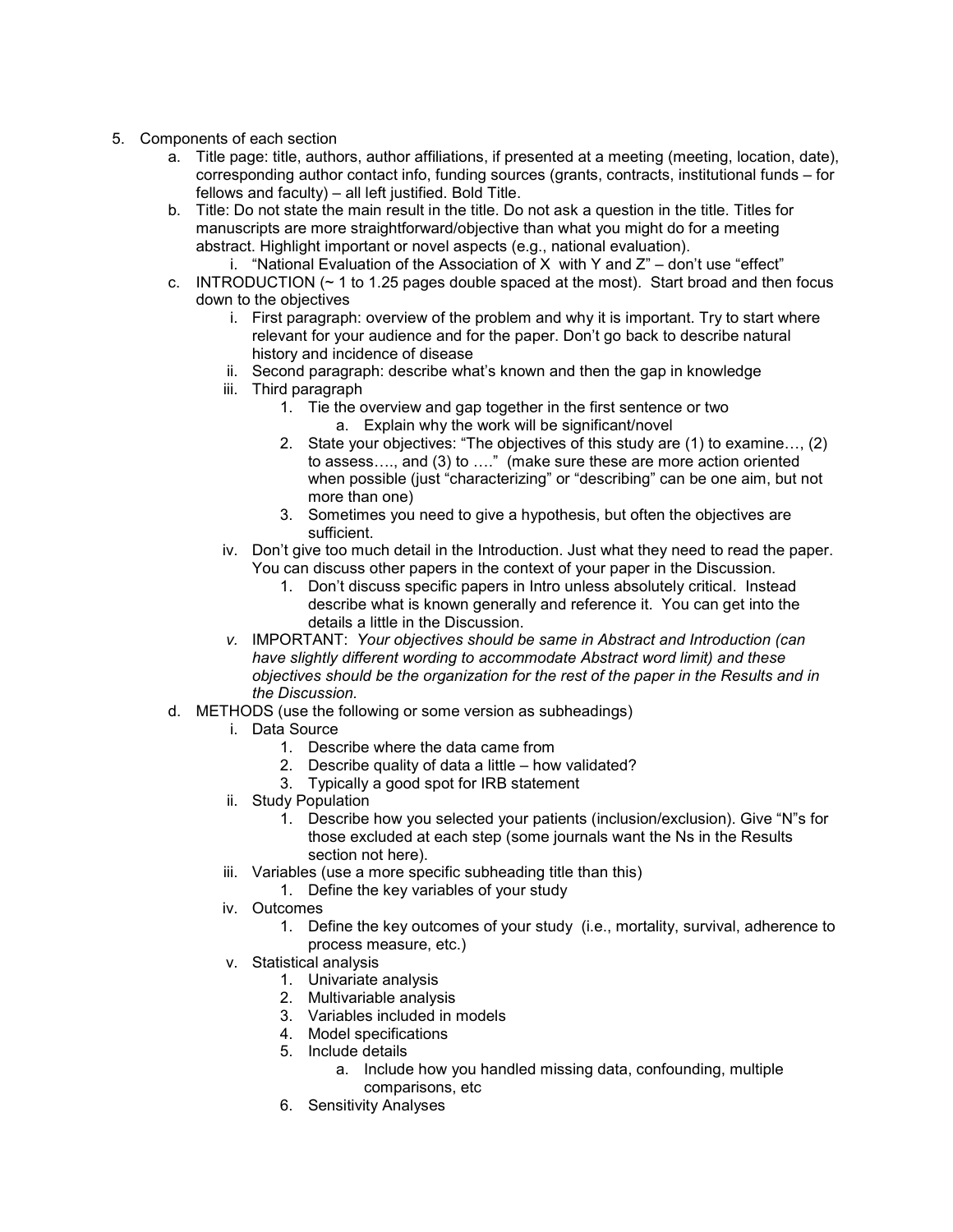5. Components of each section
    a. Title page: title, authors, author affiliations, if presented at a meeting (meeting, location, date), corresponding author contact info, funding sources (grants, contracts, institutional funds – for fellows and faculty) – all left justified. Bold Title.
    b. Title: Do not state the main result in the title. Do not ask a question in the title. Titles for manuscripts are more straightforward/objective than what you might do for a meeting abstract. Highlight important or novel aspects (e.g., national evaluation).
        i. "National Evaluation of the Association of X with Y and Z" – don't use "effect"
    c. INTRODUCTION (~ 1 to 1.25 pages double spaced at the most). Start broad and then focus down to the objectives
        i. First paragraph: overview of the problem and why it is important. Try to start where relevant for your audience and for the paper. Don't go back to describe natural history and incidence of disease
        ii. Second paragraph: describe what's known and then the gap in knowledge
        iii. Third paragraph
            1. Tie the overview and gap together in the first sentence or two
                a. Explain why the work will be significant/novel
            2. State your objectives: "The objectives of this study are (1) to examine…, (2) to assess…., and (3) to …." (make sure these are more action oriented when possible (just "characterizing" or "describing" can be one aim, but not more than one)
            3. Sometimes you need to give a hypothesis, but often the objectives are sufficient.
        iv. Don't give too much detail in the Introduction. Just what they need to read the paper. You can discuss other papers in the context of your paper in the Discussion.
            1. Don't discuss specific papers in Intro unless absolutely critical. Instead describe what is known generally and reference it. You can get into the details a little in the Discussion.
        v. IMPORTANT: *Your objectives should be same in Abstract and Introduction (can have slightly different wording to accommodate Abstract word limit) and these objectives should be the organization for the rest of the paper in the Results and in the Discussion.*
    d. METHODS (use the following or some version as subheadings)
        i. Data Source
            1. Describe where the data came from
            2. Describe quality of data a little – how validated?
            3. Typically a good spot for IRB statement
        ii. Study Population
            1. Describe how you selected your patients (inclusion/exclusion). Give "N"s for those excluded at each step (some journals want the Ns in the Results section not here).
        iii. Variables (use a more specific subheading title than this)
            1. Define the key variables of your study
        iv. Outcomes
            1. Define the key outcomes of your study (i.e., mortality, survival, adherence to process measure, etc.)
        v. Statistical analysis
            1. Univariate analysis
            2. Multivariable analysis
            3. Variables included in models
            4. Model specifications
            5. Include details
                a. Include how you handled missing data, confounding, multiple comparisons, etc
            6. Sensitivity Analyses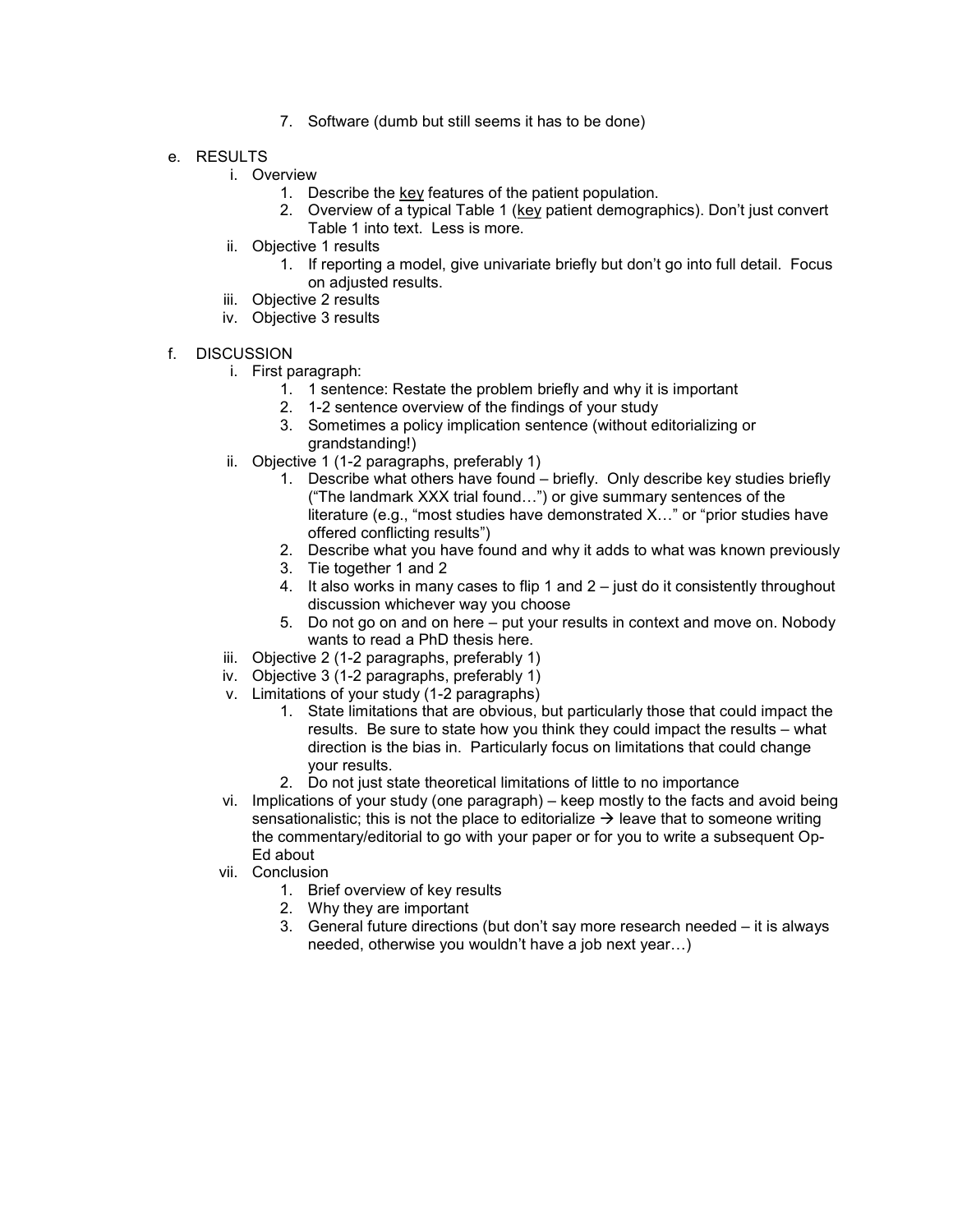7. Software (dumb but still seems it has to be done)

e. RESULTS
   i. Overview
      1. Describe the <u>key</u> features of the patient population.
      2. Overview of a typical Table 1 (<u>key</u> patient demographics). Don't just convert Table 1 into text. Less is more.
   ii. Objective 1 results
      1. If reporting a model, give univariate briefly but don't go into full detail. Focus on adjusted results.
   iii. Objective 2 results
   iv. Objective 3 results

f. DISCUSSION
   i. First paragraph:
      1. 1 sentence: Restate the problem briefly and why it is important
      2. 1-2 sentence overview of the findings of your study
      3. Sometimes a policy implication sentence (without editorializing or grandstanding!)
   ii. Objective 1 (1-2 paragraphs, preferably 1)
      1. Describe what others have found – briefly. Only describe key studies briefly ("The landmark XXX trial found…") or give summary sentences of the literature (e.g., "most studies have demonstrated X…" or "prior studies have offered conflicting results")
      2. Describe what you have found and why it adds to what was known previously
      3. Tie together 1 and 2
      4. It also works in many cases to flip 1 and 2 – just do it consistently throughout discussion whichever way you choose
      5. Do not go on and on here – put your results in context and move on. Nobody wants to read a PhD thesis here.
   iii. Objective 2 (1-2 paragraphs, preferably 1)
   iv. Objective 3 (1-2 paragraphs, preferably 1)
   v. Limitations of your study (1-2 paragraphs)
      1. State limitations that are obvious, but particularly those that could impact the results. Be sure to state how you think they could impact the results – what direction is the bias in. Particularly focus on limitations that could change your results.
      2. Do not just state theoretical limitations of little to no importance
   vi. Implications of your study (one paragraph) – keep mostly to the facts and avoid being sensationalistic; this is not the place to editorialize → leave that to someone writing the commentary/editorial to go with your paper or for you to write a subsequent Op-Ed about
   vii. Conclusion
      1. Brief overview of key results
      2. Why they are important
      3. General future directions (but don't say more research needed – it is always needed, otherwise you wouldn't have a job next year…)